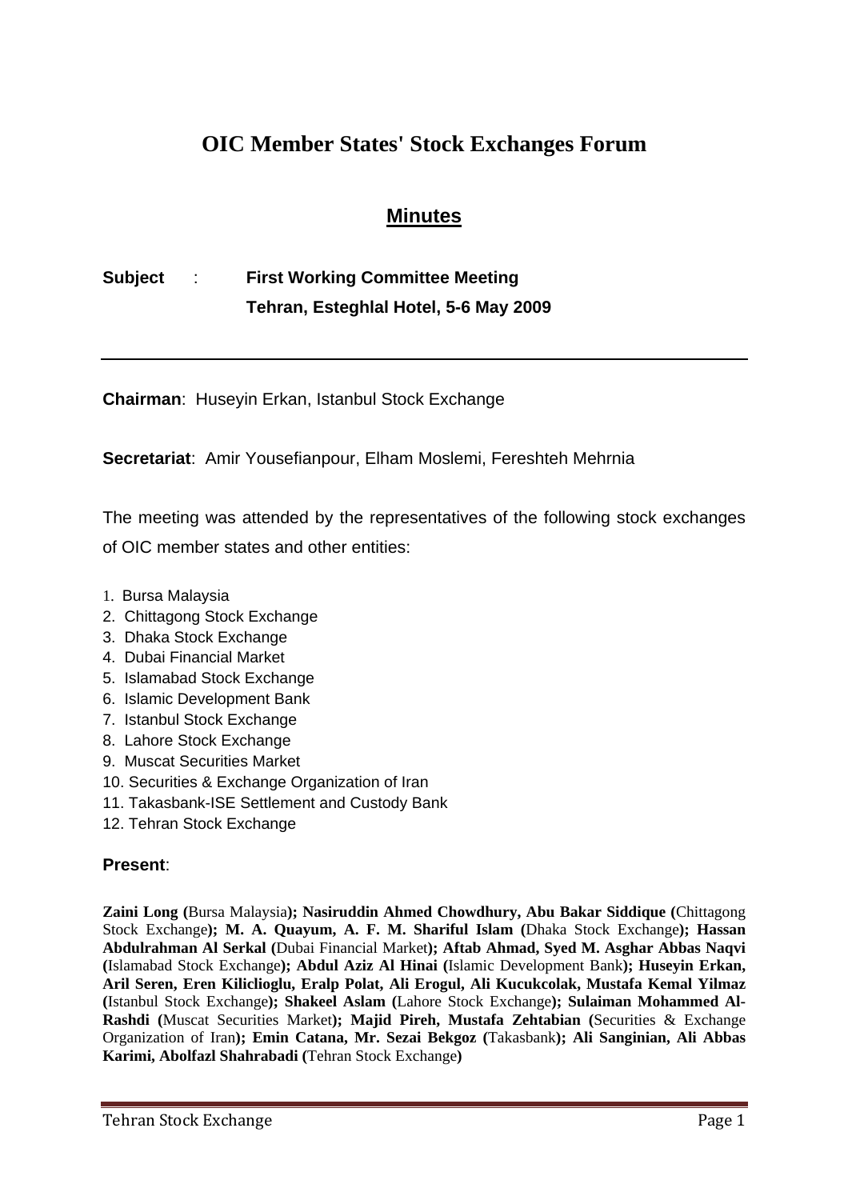# OIC Member States' Stock Exchanges Forum

## Minutes

**Subject** : **First Working Committee Meeting**
**Tehran, Esteghlal Hotel, 5-6 May 2009**

---

**Chairman**: Huseyin Erkan, Istanbul Stock Exchange

**Secretariat**: Amir Yousefianpour, Elham Moslemi, Fereshteh Mehrnia

The meeting was attended by the representatives of the following stock exchanges of OIC member states and other entities:

1. Bursa Malaysia
2. Chittagong Stock Exchange
3. Dhaka Stock Exchange
4. Dubai Financial Market
5. Islamabad Stock Exchange
6. Islamic Development Bank
7. Istanbul Stock Exchange
8. Lahore Stock Exchange
9. Muscat Securities Market
10. Securities & Exchange Organization of Iran
11. Takasbank-ISE Settlement and Custody Bank
12. Tehran Stock Exchange

**Present**:

**Zaini Long (**Bursa Malaysia**); Nasiruddin Ahmed Chowdhury, Abu Bakar Siddique (**Chittagong Stock Exchange**); M. A. Quayum, A. F. M. Shariful Islam (**Dhaka Stock Exchange**); Hassan Abdulrahman Al Serkal (**Dubai Financial Market**); Aftab Ahmad, Syed M. Asghar Abbas Naqvi (**Islamabad Stock Exchange**); Abdul Aziz Al Hinai (**Islamic Development Bank**); Huseyin Erkan, Aril Seren, Eren Kiliclioglu, Eralp Polat, Ali Erogul, Ali Kucukcolak, Mustafa Kemal Yilmaz (**Istanbul Stock Exchange**); Shakeel Aslam (**Lahore Stock Exchange**); Sulaiman Mohammed Al-Rashdi (**Muscat Securities Market**); Majid Pireh, Mustafa Zehtabian (**Securities & Exchange Organization of Iran**); Emin Catana, Mr. Sezai Bekgoz (**Takasbank**); Ali Sanginian, Ali Abbas Karimi, Abolfazl Shahrabadi (**Tehran Stock Exchange**)**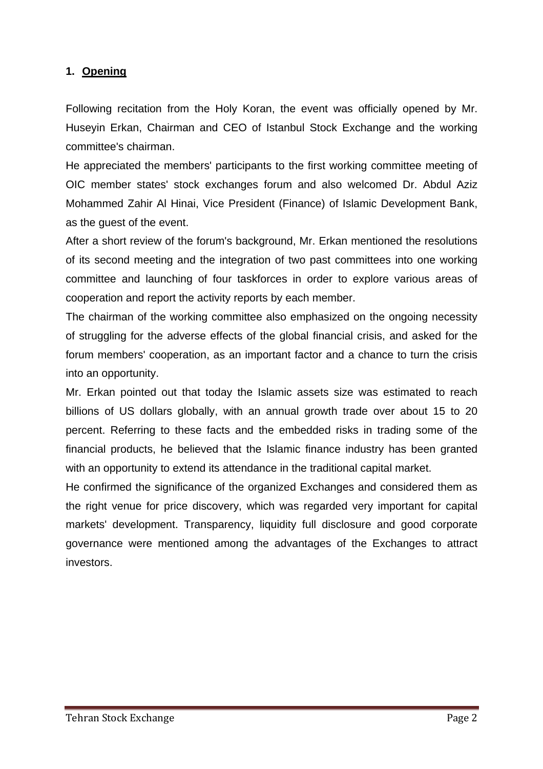## 1. Opening

Following recitation from the Holy Koran, the event was officially opened by Mr. Huseyin Erkan, Chairman and CEO of Istanbul Stock Exchange and the working committee's chairman.

He appreciated the members' participants to the first working committee meeting of OIC member states' stock exchanges forum and also welcomed Dr. Abdul Aziz Mohammed Zahir Al Hinai, Vice President (Finance) of Islamic Development Bank, as the guest of the event.

After a short review of the forum's background, Mr. Erkan mentioned the resolutions of its second meeting and the integration of two past committees into one working committee and launching of four taskforces in order to explore various areas of cooperation and report the activity reports by each member.

The chairman of the working committee also emphasized on the ongoing necessity of struggling for the adverse effects of the global financial crisis, and asked for the forum members' cooperation, as an important factor and a chance to turn the crisis into an opportunity.

Mr. Erkan pointed out that today the Islamic assets size was estimated to reach billions of US dollars globally, with an annual growth trade over about 15 to 20 percent. Referring to these facts and the embedded risks in trading some of the financial products, he believed that the Islamic finance industry has been granted with an opportunity to extend its attendance in the traditional capital market.

He confirmed the significance of the organized Exchanges and considered them as the right venue for price discovery, which was regarded very important for capital markets' development. Transparency, liquidity full disclosure and good corporate governance were mentioned among the advantages of the Exchanges to attract investors.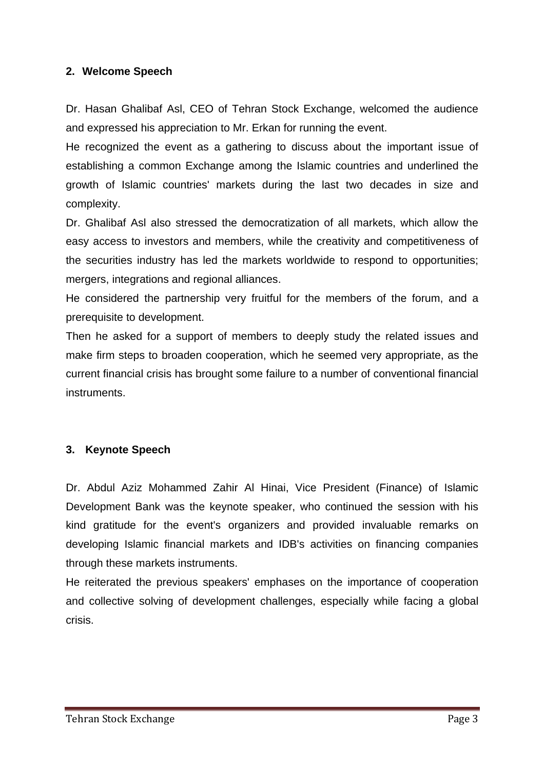## 2. Welcome Speech

Dr. Hasan Ghalibaf Asl, CEO of Tehran Stock Exchange, welcomed the audience and expressed his appreciation to Mr. Erkan for running the event.

He recognized the event as a gathering to discuss about the important issue of establishing a common Exchange among the Islamic countries and underlined the growth of Islamic countries' markets during the last two decades in size and complexity.

Dr. Ghalibaf Asl also stressed the democratization of all markets, which allow the easy access to investors and members, while the creativity and competitiveness of the securities industry has led the markets worldwide to respond to opportunities; mergers, integrations and regional alliances.

He considered the partnership very fruitful for the members of the forum, and a prerequisite to development.

Then he asked for a support of members to deeply study the related issues and make firm steps to broaden cooperation, which he seemed very appropriate, as the current financial crisis has brought some failure to a number of conventional financial instruments.

## 3. Keynote Speech

Dr. Abdul Aziz Mohammed Zahir Al Hinai, Vice President (Finance) of Islamic Development Bank was the keynote speaker, who continued the session with his kind gratitude for the event's organizers and provided invaluable remarks on developing Islamic financial markets and IDB's activities on financing companies through these markets instruments.

He reiterated the previous speakers' emphases on the importance of cooperation and collective solving of development challenges, especially while facing a global crisis.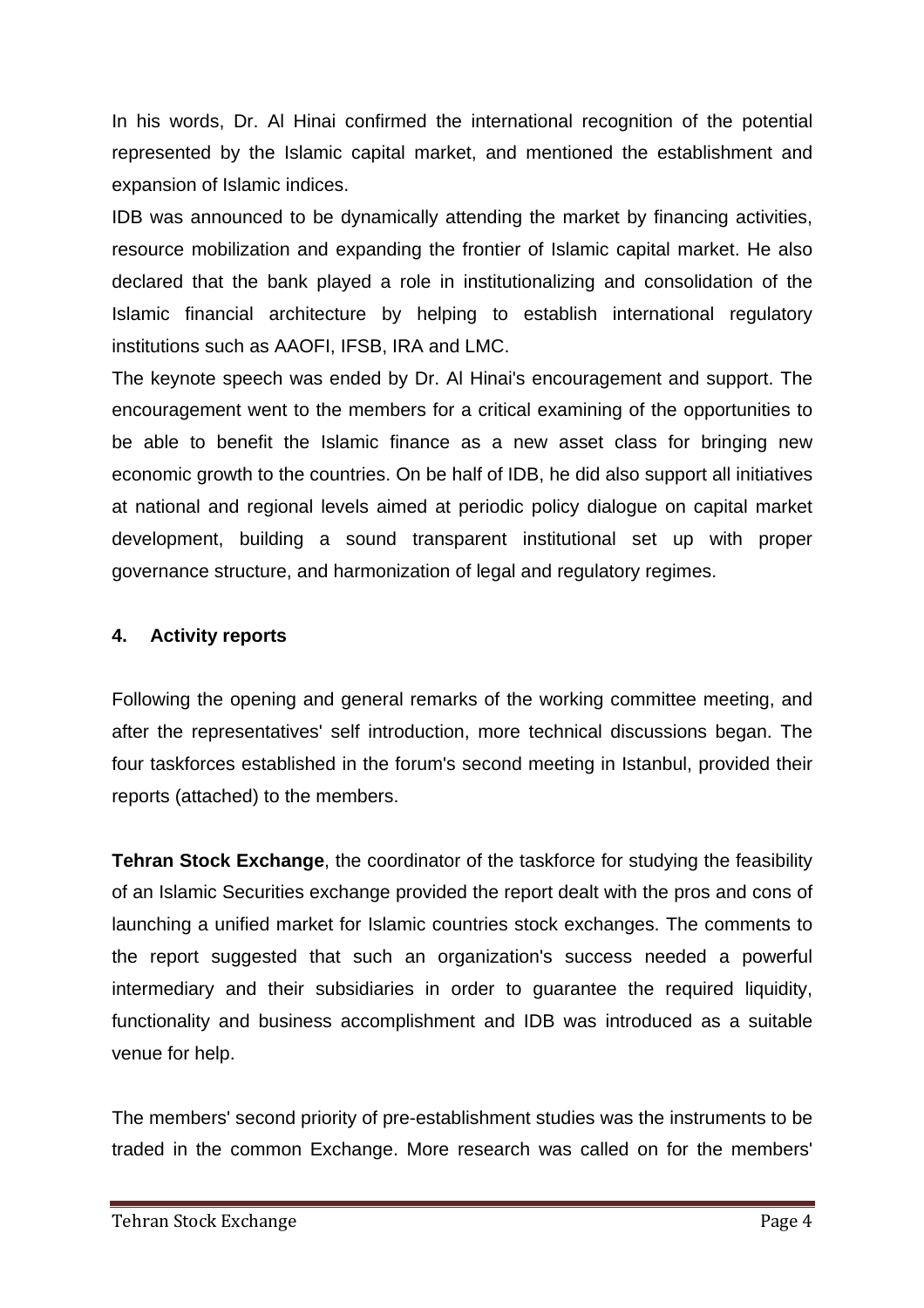In his words, Dr. Al Hinai confirmed the international recognition of the potential represented by the Islamic capital market, and mentioned the establishment and expansion of Islamic indices.

IDB was announced to be dynamically attending the market by financing activities, resource mobilization and expanding the frontier of Islamic capital market. He also declared that the bank played a role in institutionalizing and consolidation of the Islamic financial architecture by helping to establish international regulatory institutions such as AAOFI, IFSB, IRA and LMC.

The keynote speech was ended by Dr. Al Hinai's encouragement and support. The encouragement went to the members for a critical examining of the opportunities to be able to benefit the Islamic finance as a new asset class for bringing new economic growth to the countries. On be half of IDB, he did also support all initiatives at national and regional levels aimed at periodic policy dialogue on capital market development, building a sound transparent institutional set up with proper governance structure, and harmonization of legal and regulatory regimes.

## 4. Activity reports

Following the opening and general remarks of the working committee meeting, and after the representatives' self introduction, more technical discussions began. The four taskforces established in the forum's second meeting in Istanbul, provided their reports (attached) to the members.

**Tehran Stock Exchange**, the coordinator of the taskforce for studying the feasibility of an Islamic Securities exchange provided the report dealt with the pros and cons of launching a unified market for Islamic countries stock exchanges. The comments to the report suggested that such an organization's success needed a powerful intermediary and their subsidiaries in order to guarantee the required liquidity, functionality and business accomplishment and IDB was introduced as a suitable venue for help.

The members' second priority of pre-establishment studies was the instruments to be traded in the common Exchange. More research was called on for the members'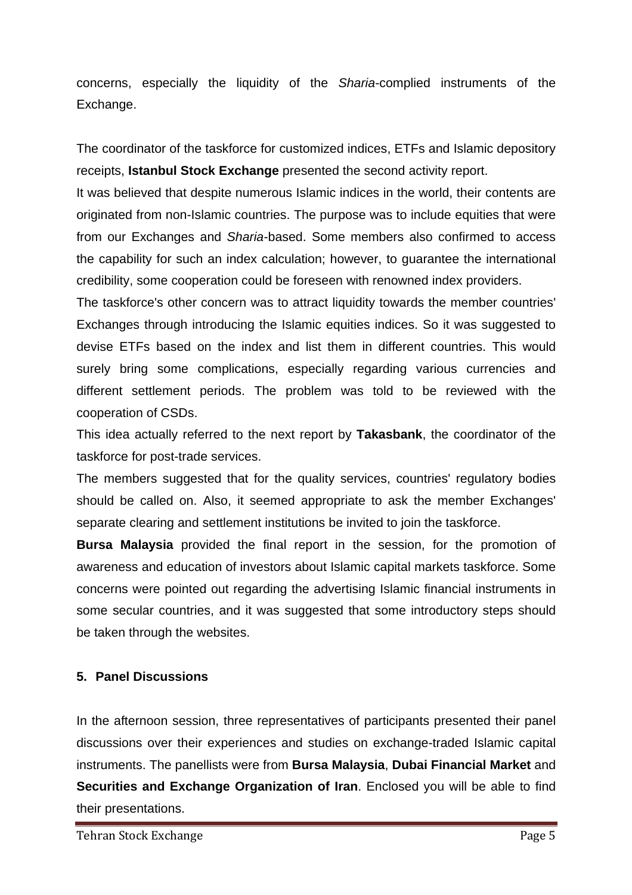concerns, especially the liquidity of the *Sharia*-complied instruments of the Exchange.

The coordinator of the taskforce for customized indices, ETFs and Islamic depository receipts, **Istanbul Stock Exchange** presented the second activity report.

It was believed that despite numerous Islamic indices in the world, their contents are originated from non-Islamic countries. The purpose was to include equities that were from our Exchanges and *Sharia*-based. Some members also confirmed to access the capability for such an index calculation; however, to guarantee the international credibility, some cooperation could be foreseen with renowned index providers.

The taskforce's other concern was to attract liquidity towards the member countries' Exchanges through introducing the Islamic equities indices. So it was suggested to devise ETFs based on the index and list them in different countries. This would surely bring some complications, especially regarding various currencies and different settlement periods. The problem was told to be reviewed with the cooperation of CSDs.

This idea actually referred to the next report by **Takasbank**, the coordinator of the taskforce for post-trade services.

The members suggested that for the quality services, countries' regulatory bodies should be called on. Also, it seemed appropriate to ask the member Exchanges' separate clearing and settlement institutions be invited to join the taskforce.

**Bursa Malaysia** provided the final report in the session, for the promotion of awareness and education of investors about Islamic capital markets taskforce. Some concerns were pointed out regarding the advertising Islamic financial instruments in some secular countries, and it was suggested that some introductory steps should be taken through the websites.

## 5. Panel Discussions

In the afternoon session, three representatives of participants presented their panel discussions over their experiences and studies on exchange-traded Islamic capital instruments. The panellists were from **Bursa Malaysia**, **Dubai Financial Market** and **Securities and Exchange Organization of Iran**. Enclosed you will be able to find their presentations.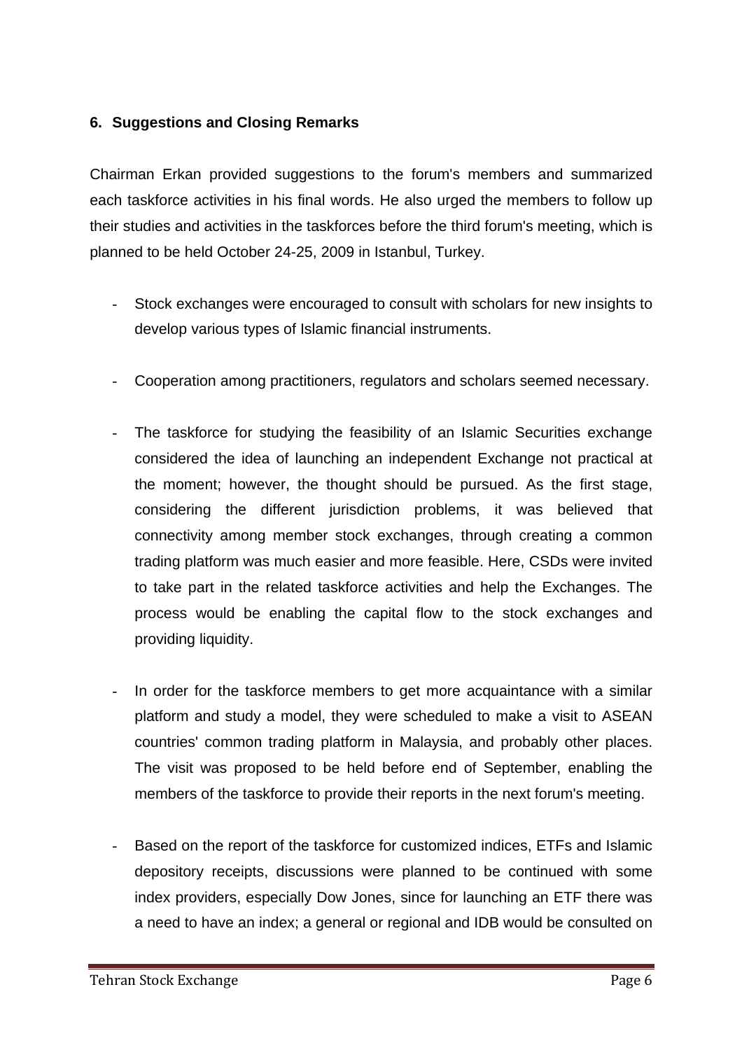## 6. Suggestions and Closing Remarks

Chairman Erkan provided suggestions to the forum's members and summarized each taskforce activities in his final words. He also urged the members to follow up their studies and activities in the taskforces before the third forum's meeting, which is planned to be held October 24-25, 2009 in Istanbul, Turkey.

- Stock exchanges were encouraged to consult with scholars for new insights to develop various types of Islamic financial instruments.

- Cooperation among practitioners, regulators and scholars seemed necessary.

- The taskforce for studying the feasibility of an Islamic Securities exchange considered the idea of launching an independent Exchange not practical at the moment; however, the thought should be pursued. As the first stage, considering the different jurisdiction problems, it was believed that connectivity among member stock exchanges, through creating a common trading platform was much easier and more feasible. Here, CSDs were invited to take part in the related taskforce activities and help the Exchanges. The process would be enabling the capital flow to the stock exchanges and providing liquidity.

- In order for the taskforce members to get more acquaintance with a similar platform and study a model, they were scheduled to make a visit to ASEAN countries' common trading platform in Malaysia, and probably other places. The visit was proposed to be held before end of September, enabling the members of the taskforce to provide their reports in the next forum's meeting.

- Based on the report of the taskforce for customized indices, ETFs and Islamic depository receipts, discussions were planned to be continued with some index providers, especially Dow Jones, since for launching an ETF there was a need to have an index; a general or regional and IDB would be consulted on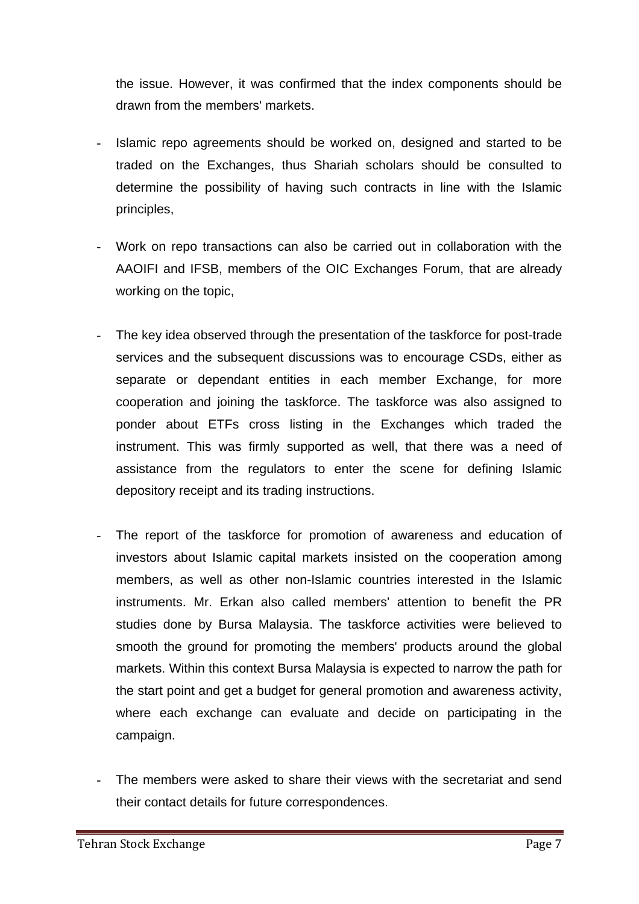the issue. However, it was confirmed that the index components should be drawn from the members' markets.

- Islamic repo agreements should be worked on, designed and started to be traded on the Exchanges, thus Shariah scholars should be consulted to determine the possibility of having such contracts in line with the Islamic principles,

- Work on repo transactions can also be carried out in collaboration with the AAOIFI and IFSB, members of the OIC Exchanges Forum, that are already working on the topic,

- The key idea observed through the presentation of the taskforce for post-trade services and the subsequent discussions was to encourage CSDs, either as separate or dependant entities in each member Exchange, for more cooperation and joining the taskforce. The taskforce was also assigned to ponder about ETFs cross listing in the Exchanges which traded the instrument. This was firmly supported as well, that there was a need of assistance from the regulators to enter the scene for defining Islamic depository receipt and its trading instructions.

- The report of the taskforce for promotion of awareness and education of investors about Islamic capital markets insisted on the cooperation among members, as well as other non-Islamic countries interested in the Islamic instruments. Mr. Erkan also called members' attention to benefit the PR studies done by Bursa Malaysia. The taskforce activities were believed to smooth the ground for promoting the members' products around the global markets. Within this context Bursa Malaysia is expected to narrow the path for the start point and get a budget for general promotion and awareness activity, where each exchange can evaluate and decide on participating in the campaign.

- The members were asked to share their views with the secretariat and send their contact details for future correspondences.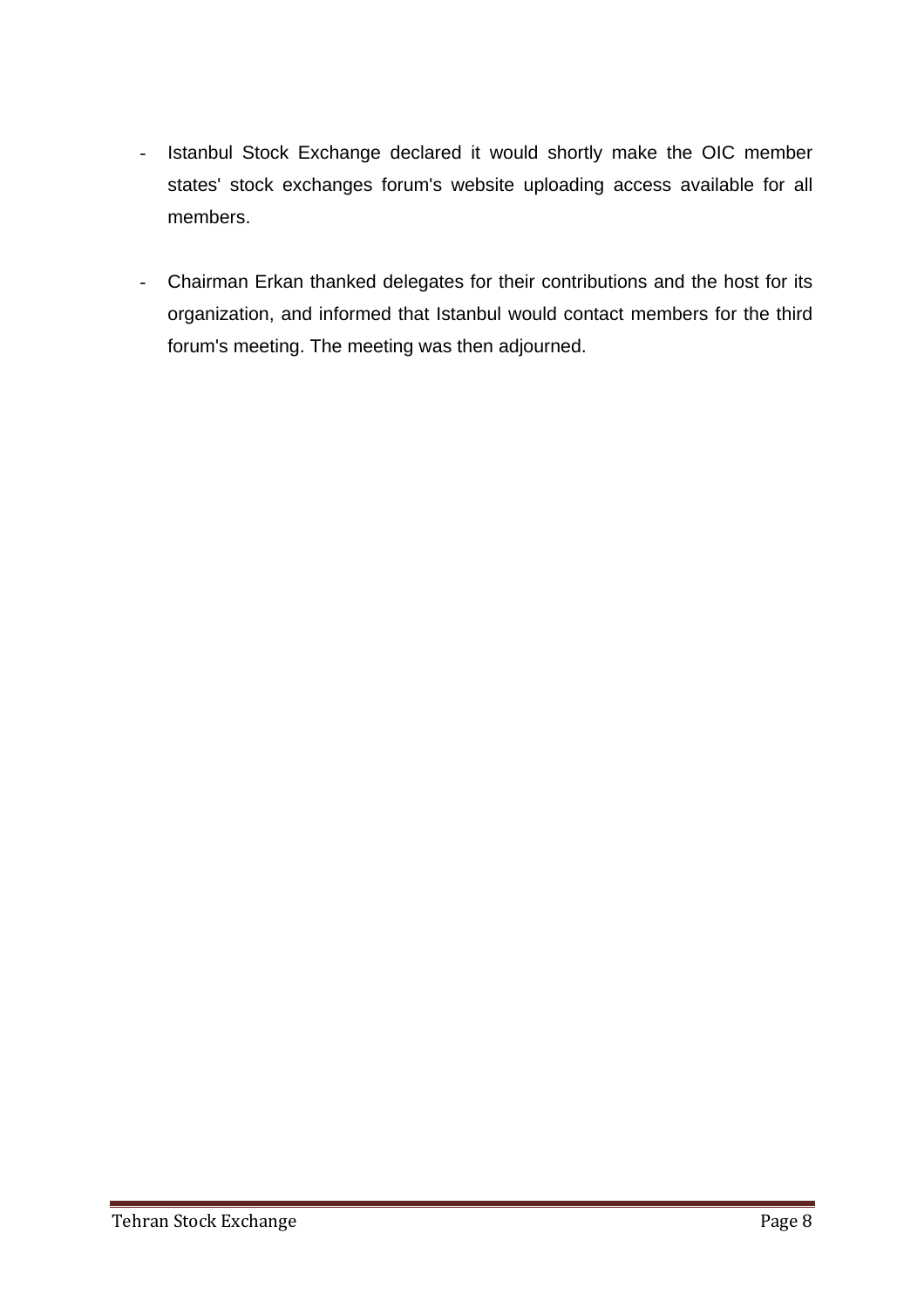- Istanbul Stock Exchange declared it would shortly make the OIC member states' stock exchanges forum's website uploading access available for all members.

- Chairman Erkan thanked delegates for their contributions and the host for its organization, and informed that Istanbul would contact members for the third forum's meeting. The meeting was then adjourned.